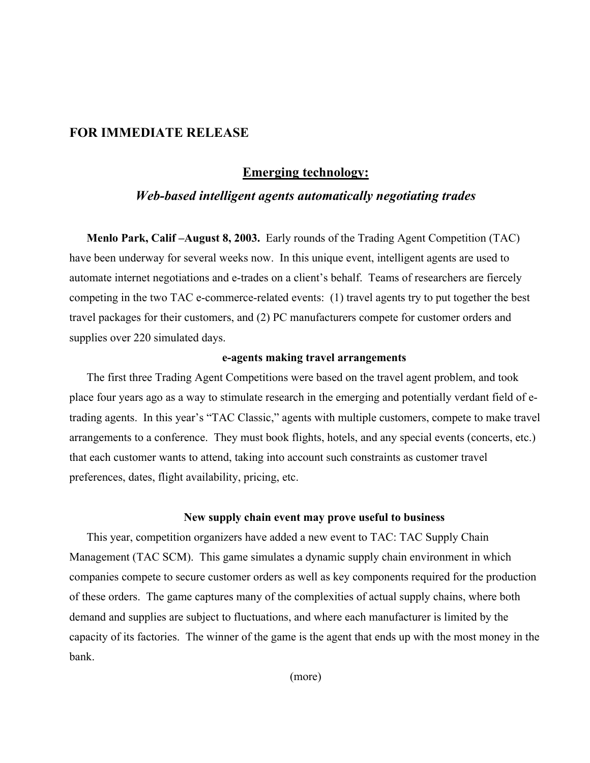**FOR IMMEDIATE RELEASE**

## Emerging technology:

### *Web-based intelligent agents automatically negotiating trades*

**Menlo Park, Calif –August 8, 2003.** Early rounds of the Trading Agent Competition (TAC) have been underway for several weeks now. In this unique event, intelligent agents are used to automate internet negotiations and e-trades on a client's behalf. Teams of researchers are fiercely competing in the two TAC e-commerce-related events: (1) travel agents try to put together the best travel packages for their customers, and (2) PC manufacturers compete for customer orders and supplies over 220 simulated days.

**e-agents making travel arrangements**

The first three Trading Agent Competitions were based on the travel agent problem, and took place four years ago as a way to stimulate research in the emerging and potentially verdant field of e-trading agents. In this year's "TAC Classic," agents with multiple customers, compete to make travel arrangements to a conference. They must book flights, hotels, and any special events (concerts, etc.) that each customer wants to attend, taking into account such constraints as customer travel preferences, dates, flight availability, pricing, etc.

**New supply chain event may prove useful to business**

This year, competition organizers have added a new event to TAC: TAC Supply Chain Management (TAC SCM). This game simulates a dynamic supply chain environment in which companies compete to secure customer orders as well as key components required for the production of these orders. The game captures many of the complexities of actual supply chains, where both demand and supplies are subject to fluctuations, and where each manufacturer is limited by the capacity of its factories. The winner of the game is the agent that ends up with the most money in the bank.

(more)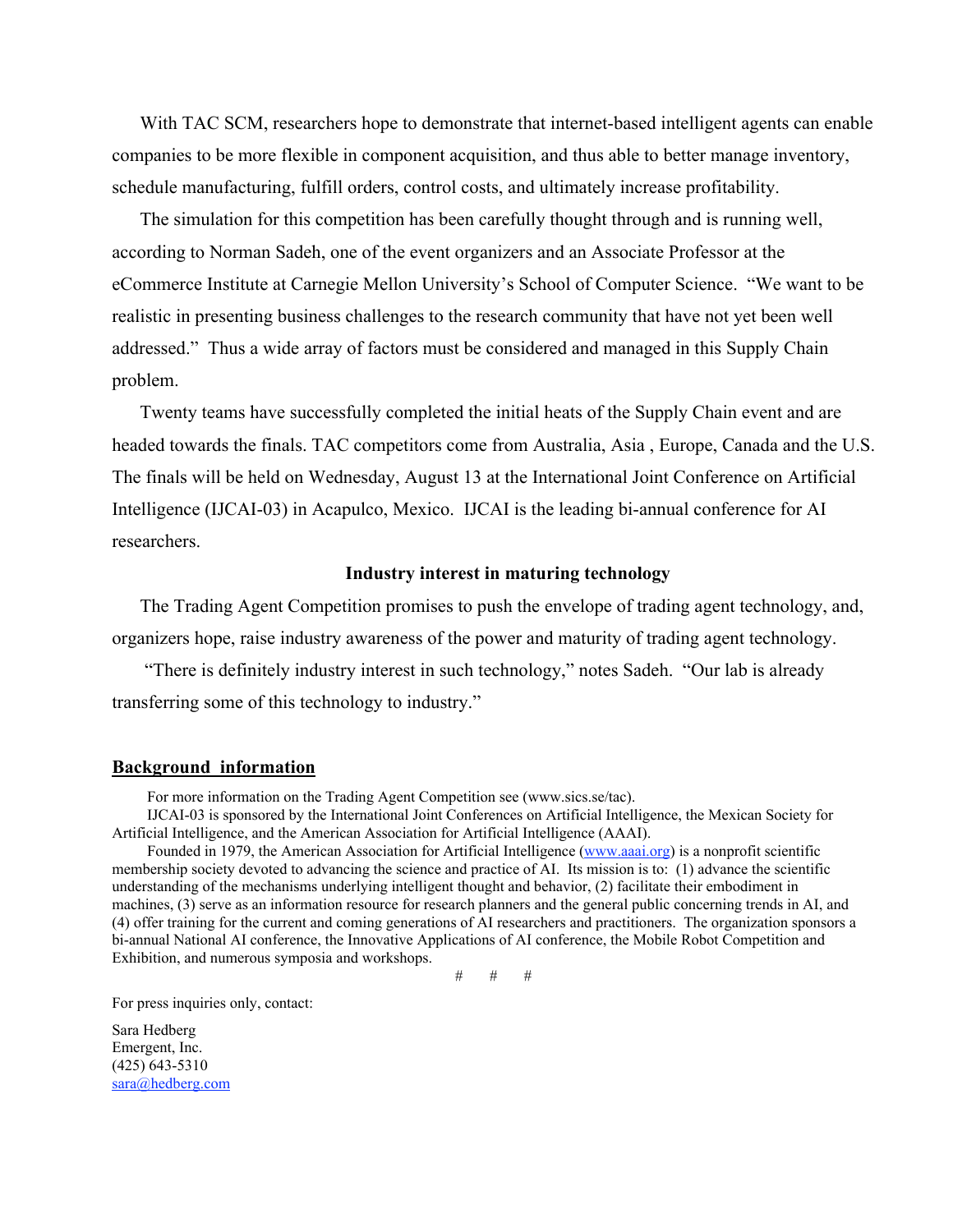With TAC SCM, researchers hope to demonstrate that internet-based intelligent agents can enable companies to be more flexible in component acquisition, and thus able to better manage inventory, schedule manufacturing, fulfill orders, control costs, and ultimately increase profitability.

The simulation for this competition has been carefully thought through and is running well, according to Norman Sadeh, one of the event organizers and an Associate Professor at the eCommerce Institute at Carnegie Mellon University's School of Computer Science. "We want to be realistic in presenting business challenges to the research community that have not yet been well addressed." Thus a wide array of factors must be considered and managed in this Supply Chain problem.

Twenty teams have successfully completed the initial heats of the Supply Chain event and are headed towards the finals. TAC competitors come from Australia, Asia , Europe, Canada and the U.S. The finals will be held on Wednesday, August 13 at the International Joint Conference on Artificial Intelligence (IJCAI-03) in Acapulco, Mexico. IJCAI is the leading bi-annual conference for AI researchers.

**Industry interest in maturing technology**

The Trading Agent Competition promises to push the envelope of trading agent technology, and, organizers hope, raise industry awareness of the power and maturity of trading agent technology.

"There is definitely industry interest in such technology," notes Sadeh. "Our lab is already transferring some of this technology to industry."

## Background information

For more information on the Trading Agent Competition see (www.sics.se/tac).

IJCAI-03 is sponsored by the International Joint Conferences on Artificial Intelligence, the Mexican Society for Artificial Intelligence, and the American Association for Artificial Intelligence (AAAI).

Founded in 1979, the American Association for Artificial Intelligence (www.aaai.org) is a nonprofit scientific membership society devoted to advancing the science and practice of AI. Its mission is to: (1) advance the scientific understanding of the mechanisms underlying intelligent thought and behavior, (2) facilitate their embodiment in machines, (3) serve as an information resource for research planners and the general public concerning trends in AI, and (4) offer training for the current and coming generations of AI researchers and practitioners. The organization sponsors a bi-annual National AI conference, the Innovative Applications of AI conference, the Mobile Robot Competition and Exhibition, and numerous symposia and workshops.

# # #

For press inquiries only, contact:

Sara Hedberg
Emergent, Inc.
(425) 643-5310
sara@hedberg.com